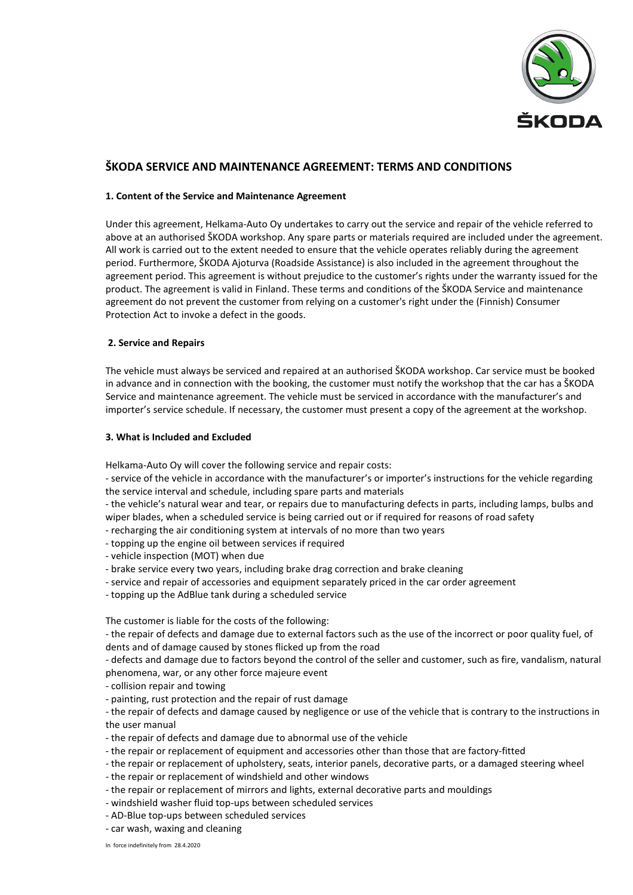# ŠKODA SERVICE AND MAINTENANCE AGREEMENT: TERMS AND CONDITIONS

### 1. Content of the Service and Maintenance Agreement

Under this agreement, Helkama-Auto Oy undertakes to carry out the service and repair of the vehicle referred to above at an authorised ŠKODA workshop. Any spare parts or materials required are included under the agreement. All work is carried out to the extent needed to ensure that the vehicle operates reliably during the agreement period. Furthermore, ŠKODA Ajoturva (Roadside Assistance) is also included in the agreement throughout the agreement period. This agreement is without prejudice to the customer's rights under the warranty issued for the product. The agreement is valid in Finland. These terms and conditions of the ŠKODA Service and maintenance agreement do not prevent the customer from relying on a customer's right under the (Finnish) Consumer Protection Act to invoke a defect in the goods.

### 2. Service and Repairs

The vehicle must always be serviced and repaired at an authorised ŠKODA workshop. Car service must be booked in advance and in connection with the booking, the customer must notify the workshop that the car has a ŠKODA Service and maintenance agreement. The vehicle must be serviced in accordance with the manufacturer's and importer's service schedule. If necessary, the customer must present a copy of the agreement at the workshop.

### 3. What is Included and Excluded

Helkama-Auto Oy will cover the following service and repair costs:

- service of the vehicle in accordance with the manufacturer's or importer's instructions for the vehicle regarding the service interval and schedule, including spare parts and materials
- the vehicle's natural wear and tear, or repairs due to manufacturing defects in parts, including lamps, bulbs and wiper blades, when a scheduled service is being carried out or if required for reasons of road safety
- recharging the air conditioning system at intervals of no more than two years
- topping up the engine oil between services if required
- vehicle inspection (MOT) when due
- brake service every two years, including brake drag correction and brake cleaning
- service and repair of accessories and equipment separately priced in the car order agreement
- topping up the AdBlue tank during a scheduled service

The customer is liable for the costs of the following:

- the repair of defects and damage due to external factors such as the use of the incorrect or poor quality fuel, of dents and of damage caused by stones flicked up from the road
- defects and damage due to factors beyond the control of the seller and customer, such as fire, vandalism, natural phenomena, war, or any other force majeure event
- collision repair and towing
- painting, rust protection and the repair of rust damage
- the repair of defects and damage caused by negligence or use of the vehicle that is contrary to the instructions in the user manual
- the repair of defects and damage due to abnormal use of the vehicle
- the repair or replacement of equipment and accessories other than those that are factory-fitted
- the repair or replacement of upholstery, seats, interior panels, decorative parts, or a damaged steering wheel
- the repair or replacement of windshield and other windows
- the repair or replacement of mirrors and lights, external decorative parts and mouldings
- windshield washer fluid top-ups between scheduled services
- AD-Blue top-ups between scheduled services
- car wash, waxing and cleaning

In force indefinitely from 28.4.2020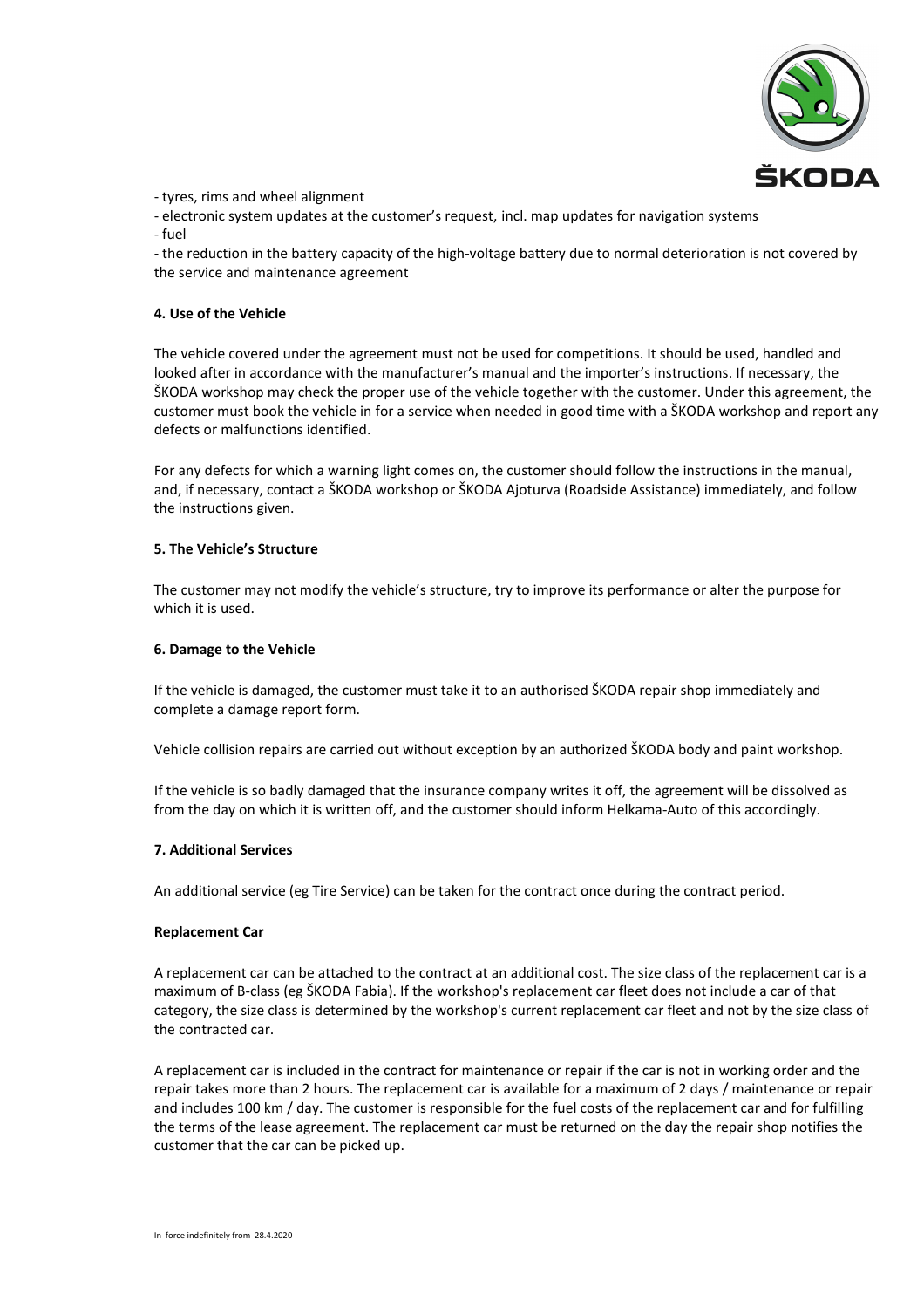- tyres, rims and wheel alignment
- electronic system updates at the customer's request, incl. map updates for navigation systems
- fuel
- the reduction in the battery capacity of the high-voltage battery due to normal deterioration is not covered by the service and maintenance agreement

**4. Use of the Vehicle**

The vehicle covered under the agreement must not be used for competitions. It should be used, handled and looked after in accordance with the manufacturer's manual and the importer's instructions. If necessary, the ŠKODA workshop may check the proper use of the vehicle together with the customer. Under this agreement, the customer must book the vehicle in for a service when needed in good time with a ŠKODA workshop and report any defects or malfunctions identified.

For any defects for which a warning light comes on, the customer should follow the instructions in the manual, and, if necessary, contact a ŠKODA workshop or ŠKODA Ajoturva (Roadside Assistance) immediately, and follow the instructions given.

**5. The Vehicle's Structure**

The customer may not modify the vehicle's structure, try to improve its performance or alter the purpose for which it is used.

**6. Damage to the Vehicle**

If the vehicle is damaged, the customer must take it to an authorised ŠKODA repair shop immediately and complete a damage report form.

Vehicle collision repairs are carried out without exception by an authorized ŠKODA body and paint workshop.

If the vehicle is so badly damaged that the insurance company writes it off, the agreement will be dissolved as from the day on which it is written off, and the customer should inform Helkama-Auto of this accordingly.

**7. Additional Services**

An additional service (eg Tire Service) can be taken for the contract once during the contract period.

**Replacement Car**

A replacement car can be attached to the contract at an additional cost. The size class of the replacement car is a maximum of B-class (eg ŠKODA Fabia). If the workshop's replacement car fleet does not include a car of that category, the size class is determined by the workshop's current replacement car fleet and not by the size class of the contracted car.

A replacement car is included in the contract for maintenance or repair if the car is not in working order and the repair takes more than 2 hours. The replacement car is available for a maximum of 2 days / maintenance or repair and includes 100 km / day. The customer is responsible for the fuel costs of the replacement car and for fulfilling the terms of the lease agreement. The replacement car must be returned on the day the repair shop notifies the customer that the car can be picked up.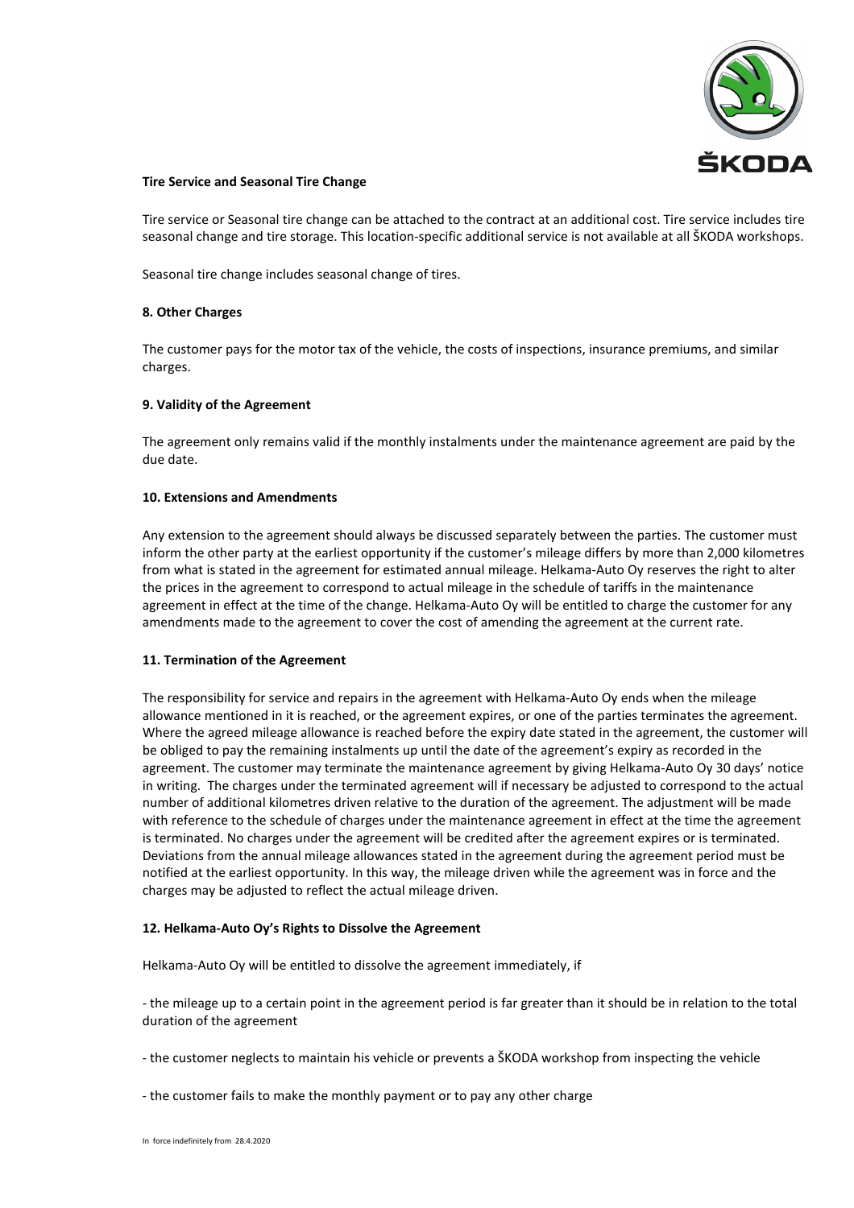**Tire Service and Seasonal Tire Change**

Tire service or Seasonal tire change can be attached to the contract at an additional cost. Tire service includes tire seasonal change and tire storage. This location-specific additional service is not available at all ŠKODA workshops.

Seasonal tire change includes seasonal change of tires.

**8. Other Charges**

The customer pays for the motor tax of the vehicle, the costs of inspections, insurance premiums, and similar charges.

**9. Validity of the Agreement**

The agreement only remains valid if the monthly instalments under the maintenance agreement are paid by the due date.

**10. Extensions and Amendments**

Any extension to the agreement should always be discussed separately between the parties. The customer must inform the other party at the earliest opportunity if the customer's mileage differs by more than 2,000 kilometres from what is stated in the agreement for estimated annual mileage. Helkama-Auto Oy reserves the right to alter the prices in the agreement to correspond to actual mileage in the schedule of tariffs in the maintenance agreement in effect at the time of the change. Helkama-Auto Oy will be entitled to charge the customer for any amendments made to the agreement to cover the cost of amending the agreement at the current rate.

**11. Termination of the Agreement**

The responsibility for service and repairs in the agreement with Helkama-Auto Oy ends when the mileage allowance mentioned in it is reached, or the agreement expires, or one of the parties terminates the agreement. Where the agreed mileage allowance is reached before the expiry date stated in the agreement, the customer will be obliged to pay the remaining instalments up until the date of the agreement's expiry as recorded in the agreement. The customer may terminate the maintenance agreement by giving Helkama-Auto Oy 30 days' notice in writing. The charges under the terminated agreement will if necessary be adjusted to correspond to the actual number of additional kilometres driven relative to the duration of the agreement. The adjustment will be made with reference to the schedule of charges under the maintenance agreement in effect at the time the agreement is terminated. No charges under the agreement will be credited after the agreement expires or is terminated. Deviations from the annual mileage allowances stated in the agreement during the agreement period must be notified at the earliest opportunity. In this way, the mileage driven while the agreement was in force and the charges may be adjusted to reflect the actual mileage driven.

**12. Helkama-Auto Oy's Rights to Dissolve the Agreement**

Helkama-Auto Oy will be entitled to dissolve the agreement immediately, if

- the mileage up to a certain point in the agreement period is far greater than it should be in relation to the total duration of the agreement

- the customer neglects to maintain his vehicle or prevents a ŠKODA workshop from inspecting the vehicle

- the customer fails to make the monthly payment or to pay any other charge

In force indefinitely from 28.4.2020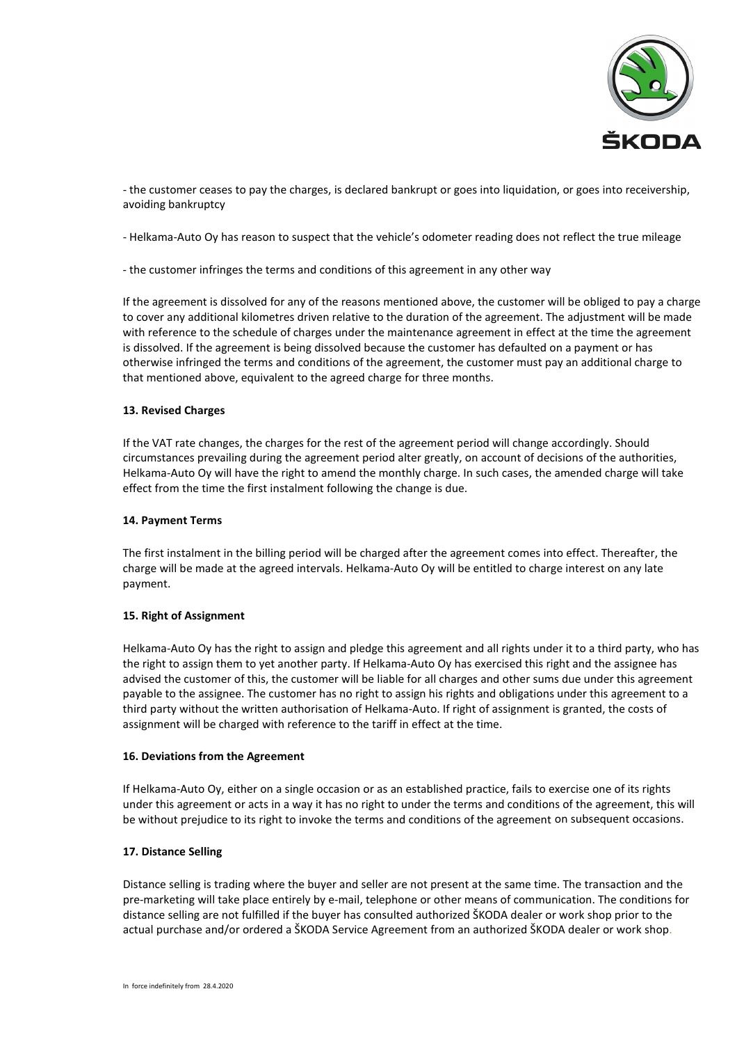- the customer ceases to pay the charges, is declared bankrupt or goes into liquidation, or goes into receivership, avoiding bankruptcy

- Helkama-Auto Oy has reason to suspect that the vehicle's odometer reading does not reflect the true mileage

- the customer infringes the terms and conditions of this agreement in any other way

If the agreement is dissolved for any of the reasons mentioned above, the customer will be obliged to pay a charge to cover any additional kilometres driven relative to the duration of the agreement. The adjustment will be made with reference to the schedule of charges under the maintenance agreement in effect at the time the agreement is dissolved. If the agreement is being dissolved because the customer has defaulted on a payment or has otherwise infringed the terms and conditions of the agreement, the customer must pay an additional charge to that mentioned above, equivalent to the agreed charge for three months.

**13. Revised Charges**

If the VAT rate changes, the charges for the rest of the agreement period will change accordingly. Should circumstances prevailing during the agreement period alter greatly, on account of decisions of the authorities, Helkama-Auto Oy will have the right to amend the monthly charge. In such cases, the amended charge will take effect from the time the first instalment following the change is due.

**14. Payment Terms**

The first instalment in the billing period will be charged after the agreement comes into effect. Thereafter, the charge will be made at the agreed intervals. Helkama-Auto Oy will be entitled to charge interest on any late payment.

**15. Right of Assignment**

Helkama-Auto Oy has the right to assign and pledge this agreement and all rights under it to a third party, who has the right to assign them to yet another party. If Helkama-Auto Oy has exercised this right and the assignee has advised the customer of this, the customer will be liable for all charges and other sums due under this agreement payable to the assignee. The customer has no right to assign his rights and obligations under this agreement to a third party without the written authorisation of Helkama-Auto. If right of assignment is granted, the costs of assignment will be charged with reference to the tariff in effect at the time.

**16. Deviations from the Agreement**

If Helkama-Auto Oy, either on a single occasion or as an established practice, fails to exercise one of its rights under this agreement or acts in a way it has no right to under the terms and conditions of the agreement, this will be without prejudice to its right to invoke the terms and conditions of the agreement on subsequent occasions.

**17. Distance Selling**

Distance selling is trading where the buyer and seller are not present at the same time. The transaction and the pre-marketing will take place entirely by e-mail, telephone or other means of communication. The conditions for distance selling are not fulfilled if the buyer has consulted authorized ŠKODA dealer or work shop prior to the actual purchase and/or ordered a ŠKODA Service Agreement from an authorized ŠKODA dealer or work shop.

In force indefinitely from 28.4.2020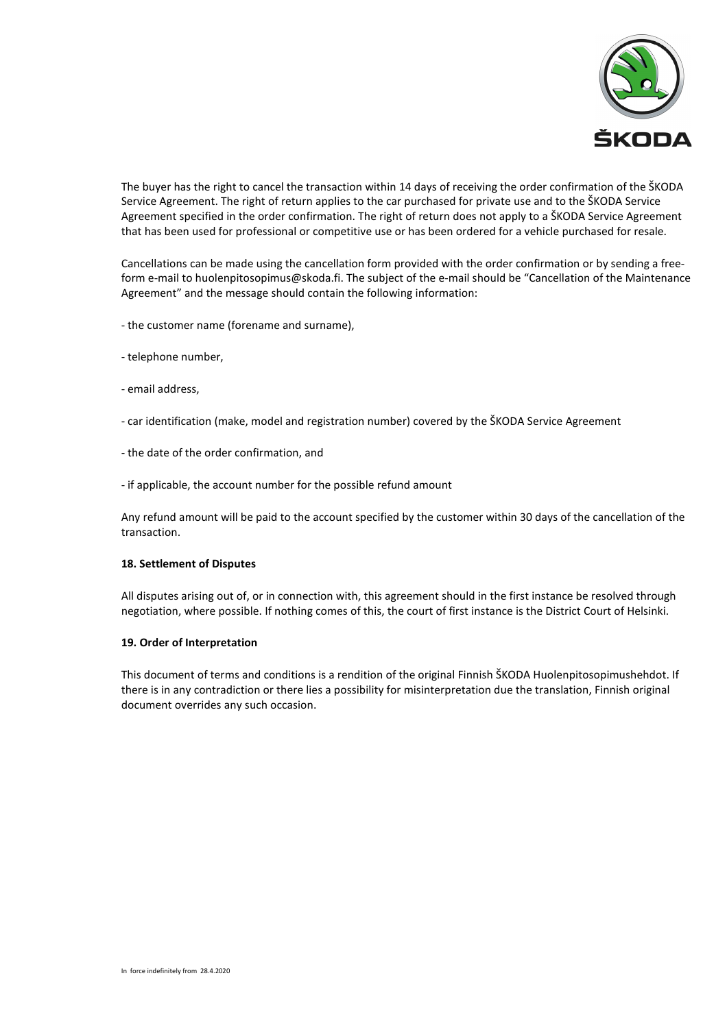The buyer has the right to cancel the transaction within 14 days of receiving the order confirmation of the ŠKODA Service Agreement. The right of return applies to the car purchased for private use and to the ŠKODA Service Agreement specified in the order confirmation. The right of return does not apply to a ŠKODA Service Agreement that has been used for professional or competitive use or has been ordered for a vehicle purchased for resale.

Cancellations can be made using the cancellation form provided with the order confirmation or by sending a free-form e-mail to huolenpitosopimus@skoda.fi. The subject of the e-mail should be "Cancellation of the Maintenance Agreement" and the message should contain the following information:

- the customer name (forename and surname),
- telephone number,
- email address,
- car identification (make, model and registration number) covered by the ŠKODA Service Agreement
- the date of the order confirmation, and
- if applicable, the account number for the possible refund amount

Any refund amount will be paid to the account specified by the customer within 30 days of the cancellation of the transaction.

**18. Settlement of Disputes**

All disputes arising out of, or in connection with, this agreement should in the first instance be resolved through negotiation, where possible. If nothing comes of this, the court of first instance is the District Court of Helsinki.

**19. Order of Interpretation**

This document of terms and conditions is a rendition of the original Finnish ŠKODA Huolenpitosopimushehdot. If there is in any contradiction or there lies a possibility for misinterpretation due the translation, Finnish original document overrides any such occasion.

In force indefinitely from 28.4.2020